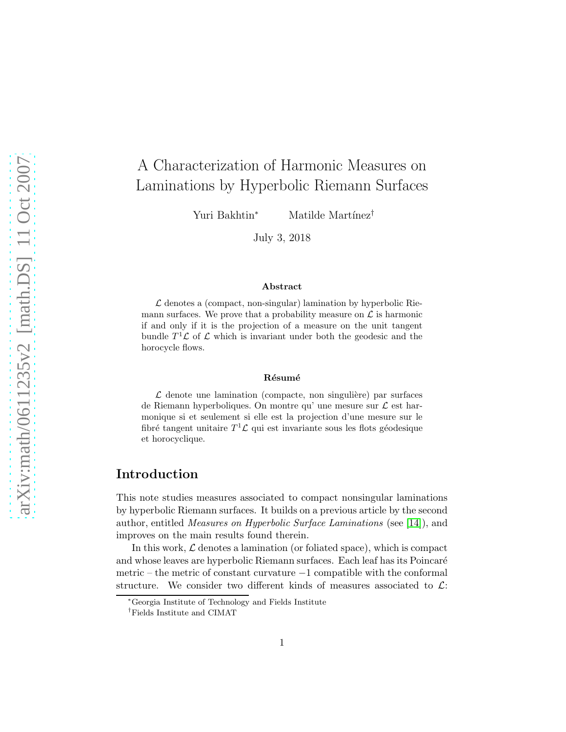# A Characterization of Harmonic Measures on Laminations by Hyperbolic Riemann Surfaces

Yuri Bakhtin* Matilde Martínez†

July 3, 2018

### Abstract

$\mathcal{L}$ denotes a (compact, non-singular) lamination by hyperbolic Riemann surfaces. We prove that a probability measure on $\mathcal{L}$ is harmonic if and only if it is the projection of a measure on the unit tangent bundle $T^1\mathcal{L}$ of $\mathcal{L}$ which is invariant under both the geodesic and the horocycle flows.

### Résumé

$\mathcal{L}$ denote une lamination (compacte, non singulière) par surfaces de Riemann hyperboliques. On montre qu' une mesure sur $\mathcal{L}$ est harmonique si et seulement si elle est la projection d'une mesure sur le fibré tangent unitaire $T^1\mathcal{L}$ qui est invariante sous les flots géodesique et horocyclique.

## Introduction

This note studies measures associated to compact nonsingular laminations by hyperbolic Riemann surfaces. It builds on a previous article by the second author, entitled *Measures on Hyperbolic Surface Laminations* (see [14]), and improves on the main results found therein.

In this work, $\mathcal{L}$ denotes a lamination (or foliated space), which is compact and whose leaves are hyperbolic Riemann surfaces. Each leaf has its Poincaré metric – the metric of constant curvature $-1$ compatible with the conformal structure. We consider two different kinds of measures associated to $\mathcal{L}$:

*Georgia Institute of Technology and Fields Institute

†Fields Institute and CIMAT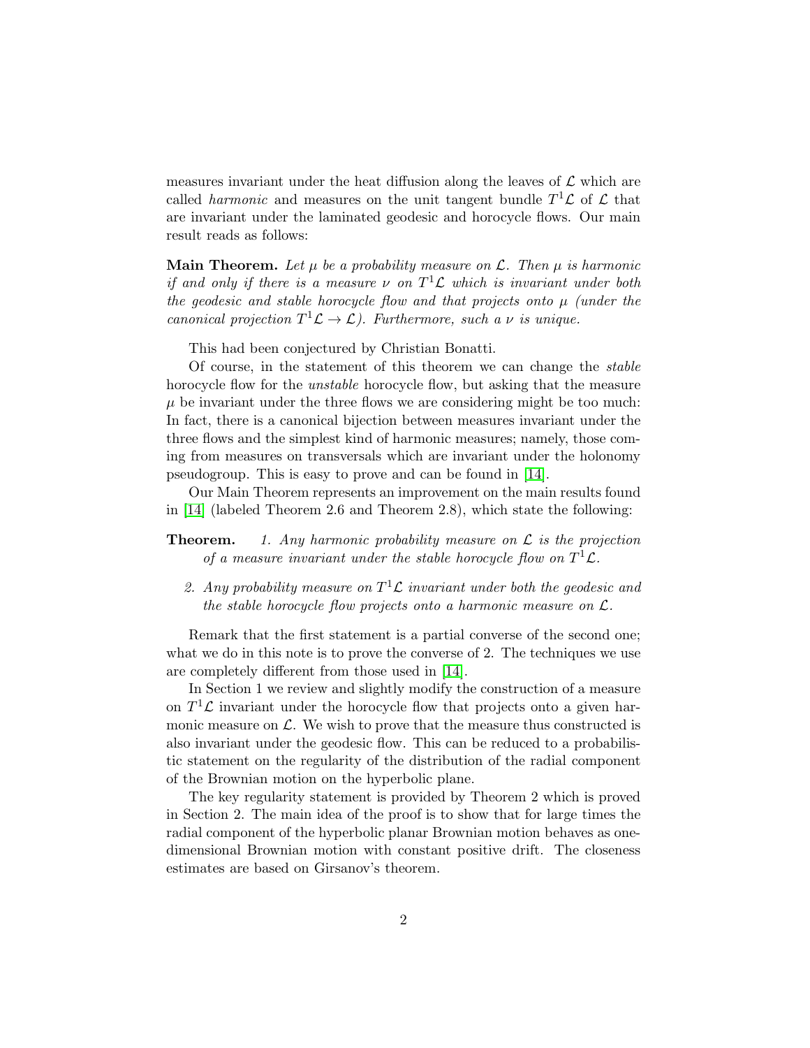measures invariant under the heat diffusion along the leaves of $\mathcal{L}$ which are called *harmonic* and measures on the unit tangent bundle $T^1\mathcal{L}$ of $\mathcal{L}$ that are invariant under the laminated geodesic and horocycle flows. Our main result reads as follows:

**Main Theorem.** *Let $\mu$ be a probability measure on $\mathcal{L}$. Then $\mu$ is harmonic if and only if there is a measure $\nu$ on $T^1\mathcal{L}$ which is invariant under both the geodesic and stable horocycle flow and that projects onto $\mu$ (under the canonical projection $T^1\mathcal{L} \to \mathcal{L}$). Furthermore, such a $\nu$ is unique.*

This had been conjectured by Christian Bonatti.

Of course, in the statement of this theorem we can change the *stable* horocycle flow for the *unstable* horocycle flow, but asking that the measure $\mu$ be invariant under the three flows we are considering might be too much: In fact, there is a canonical bijection between measures invariant under the three flows and the simplest kind of harmonic measures; namely, those coming from measures on transversals which are invariant under the holonomy pseudogroup. This is easy to prove and can be found in [14].

Our Main Theorem represents an improvement on the main results found in [14] (labeled Theorem 2.6 and Theorem 2.8), which state the following:

**Theorem.**

1. *Any harmonic probability measure on $\mathcal{L}$ is the projection of a measure invariant under the stable horocycle flow on $T^1\mathcal{L}$.*
2. *Any probability measure on $T^1\mathcal{L}$ invariant under both the geodesic and the stable horocycle flow projects onto a harmonic measure on $\mathcal{L}$.*

Remark that the first statement is a partial converse of the second one; what we do in this note is to prove the converse of 2. The techniques we use are completely different from those used in [14].

In Section 1 we review and slightly modify the construction of a measure on $T^1\mathcal{L}$ invariant under the horocycle flow that projects onto a given harmonic measure on $\mathcal{L}$. We wish to prove that the measure thus constructed is also invariant under the geodesic flow. This can be reduced to a probabilistic statement on the regularity of the distribution of the radial component of the Brownian motion on the hyperbolic plane.

The key regularity statement is provided by Theorem 2 which is proved in Section 2. The main idea of the proof is to show that for large times the radial component of the hyperbolic planar Brownian motion behaves as one-dimensional Brownian motion with constant positive drift. The closeness estimates are based on Girsanov's theorem.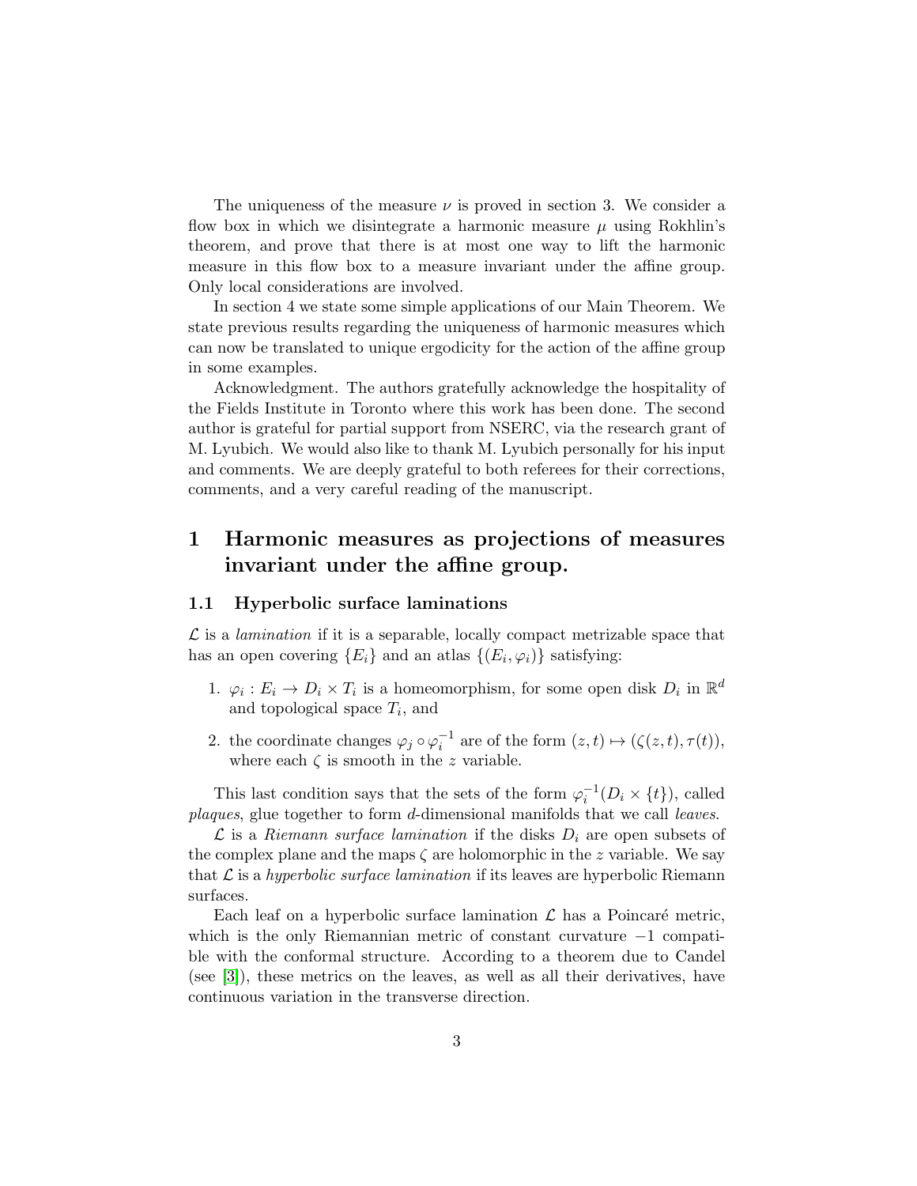The uniqueness of the measure $\nu$ is proved in section 3. We consider a flow box in which we disintegrate a harmonic measure $\mu$ using Rokhlin's theorem, and prove that there is at most one way to lift the harmonic measure in this flow box to a measure invariant under the affine group. Only local considerations are involved.

In section 4 we state some simple applications of our Main Theorem. We state previous results regarding the uniqueness of harmonic measures which can now be translated to unique ergodicity for the action of the affine group in some examples.

Acknowledgment. The authors gratefully acknowledge the hospitality of the Fields Institute in Toronto where this work has been done. The second author is grateful for partial support from NSERC, via the research grant of M. Lyubich. We would also like to thank M. Lyubich personally for his input and comments. We are deeply grateful to both referees for their corrections, comments, and a very careful reading of the manuscript.

# 1 Harmonic measures as projections of measures invariant under the affine group.

## 1.1 Hyperbolic surface laminations

$\mathcal{L}$ is a *lamination* if it is a separable, locally compact metrizable space that has an open covering $\{E_i\}$ and an atlas $\{(E_i, \varphi_i)\}$ satisfying:

1. $\varphi_i : E_i \to D_i \times T_i$ is a homeomorphism, for some open disk $D_i$ in $\mathbb{R}^d$ and topological space $T_i$, and
2. the coordinate changes $\varphi_j \circ \varphi_i^{-1}$ are of the form $(z, t) \mapsto (\zeta(z, t), \tau(t))$, where each $\zeta$ is smooth in the $z$ variable.

This last condition says that the sets of the form $\varphi_i^{-1}(D_i \times \{t\})$, called *plaques*, glue together to form $d$-dimensional manifolds that we call *leaves*.

$\mathcal{L}$ is a *Riemann surface lamination* if the disks $D_i$ are open subsets of the complex plane and the maps $\zeta$ are holomorphic in the $z$ variable. We say that $\mathcal{L}$ is a *hyperbolic surface lamination* if its leaves are hyperbolic Riemann surfaces.

Each leaf on a hyperbolic surface lamination $\mathcal{L}$ has a Poincaré metric, which is the only Riemannian metric of constant curvature $-1$ compatible with the conformal structure. According to a theorem due to Candel (see [3]), these metrics on the leaves, as well as all their derivatives, have continuous variation in the transverse direction.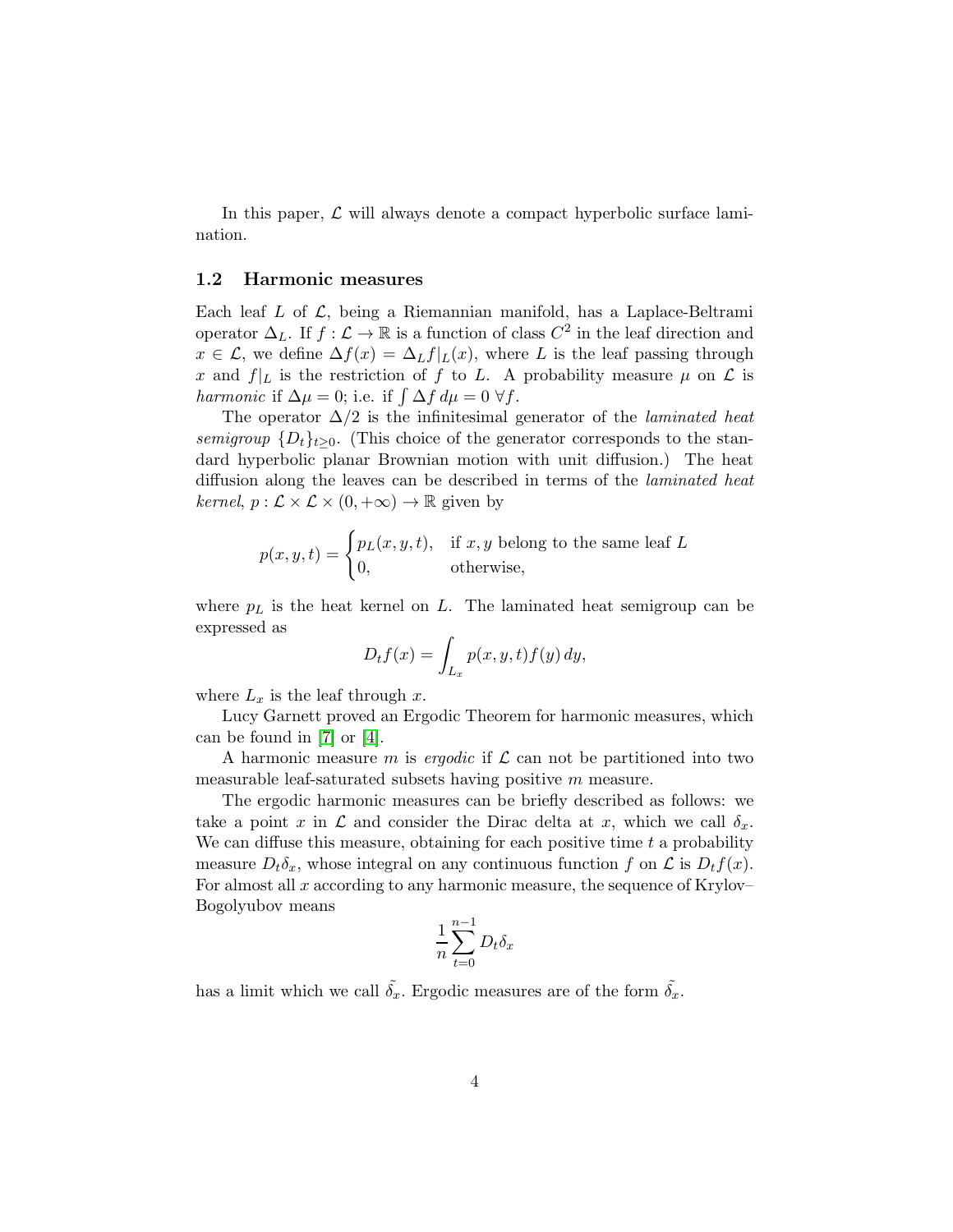In this paper, $\mathcal{L}$ will always denote a compact hyperbolic surface lamination.

### 1.2 Harmonic measures

Each leaf $L$ of $\mathcal{L}$, being a Riemannian manifold, has a Laplace-Beltrami operator $\Delta_L$. If $f : \mathcal{L} \to \mathbb{R}$ is a function of class $C^2$ in the leaf direction and $x \in \mathcal{L}$, we define $\Delta f(x) = \Delta_L f|_L(x)$, where $L$ is the leaf passing through $x$ and $f|_L$ is the restriction of $f$ to $L$. A probability measure $\mu$ on $\mathcal{L}$ is *harmonic* if $\Delta\mu = 0$; i.e. if $\int \Delta f \, d\mu = 0 \; \forall f$.

The operator $\Delta/2$ is the infinitesimal generator of the *laminated heat semigroup* $\{D_t\}_{t\geq 0}$. (This choice of the generator corresponds to the standard hyperbolic planar Brownian motion with unit diffusion.) The heat diffusion along the leaves can be described in terms of the *laminated heat kernel*, $p : \mathcal{L} \times \mathcal{L} \times (0, +\infty) \to \mathbb{R}$ given by

$$p(x, y, t) = \begin{cases} p_L(x, y, t), & \text{if } x, y \text{ belong to the same leaf } L \\ 0, & \text{otherwise,} \end{cases}$$

where $p_L$ is the heat kernel on $L$. The laminated heat semigroup can be expressed as

$$D_t f(x) = \int_{L_x} p(x, y, t) f(y) \, dy,$$

where $L_x$ is the leaf through $x$.

Lucy Garnett proved an Ergodic Theorem for harmonic measures, which can be found in [7] or [4].

A harmonic measure $m$ is *ergodic* if $\mathcal{L}$ can not be partitioned into two measurable leaf-saturated subsets having positive $m$ measure.

The ergodic harmonic measures can be briefly described as follows: we take a point $x$ in $\mathcal{L}$ and consider the Dirac delta at $x$, which we call $\delta_x$. We can diffuse this measure, obtaining for each positive time $t$ a probability measure $D_t\delta_x$, whose integral on any continuous function $f$ on $\mathcal{L}$ is $D_t f(x)$. For almost all $x$ according to any harmonic measure, the sequence of Krylov–Bogolyubov means

$$\frac{1}{n} \sum_{t=0}^{n-1} D_t \delta_x$$

has a limit which we call $\tilde{\delta_x}$. Ergodic measures are of the form $\tilde{\delta_x}$.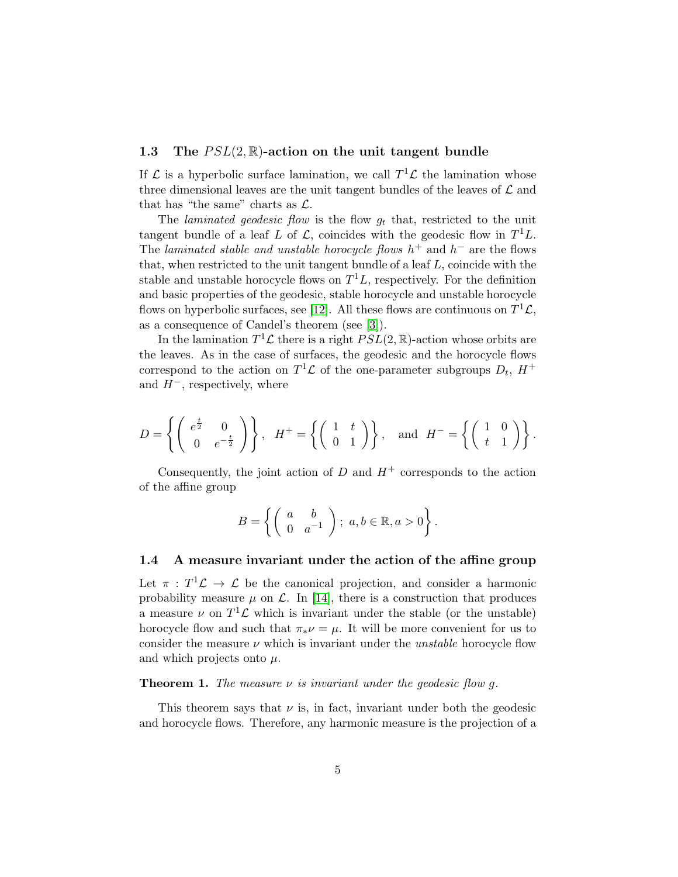### 1.3 The $PSL(2,\mathbb{R})$-action on the unit tangent bundle

If $\mathcal{L}$ is a hyperbolic surface lamination, we call $T^1\mathcal{L}$ the lamination whose three dimensional leaves are the unit tangent bundles of the leaves of $\mathcal{L}$ and that has "the same" charts as $\mathcal{L}$.

The *laminated geodesic flow* is the flow $g_t$ that, restricted to the unit tangent bundle of a leaf $L$ of $\mathcal{L}$, coincides with the geodesic flow in $T^1L$. The *laminated stable and unstable horocycle flows* $h^+$ and $h^-$ are the flows that, when restricted to the unit tangent bundle of a leaf $L$, coincide with the stable and unstable horocycle flows on $T^1L$, respectively. For the definition and basic properties of the geodesic, stable horocycle and unstable horocycle flows on hyperbolic surfaces, see [12]. All these flows are continuous on $T^1\mathcal{L}$, as a consequence of Candel's theorem (see [3]).

In the lamination $T^1\mathcal{L}$ there is a right $PSL(2,\mathbb{R})$-action whose orbits are the leaves. As in the case of surfaces, the geodesic and the horocycle flows correspond to the action on $T^1\mathcal{L}$ of the one-parameter subgroups $D_t$, $H^+$ and $H^-$, respectively, where

$$D = \left\{ \begin{pmatrix} e^{\frac{t}{2}} & 0 \\ 0 & e^{-\frac{t}{2}} \end{pmatrix} \right\}, \quad H^+ = \left\{ \begin{pmatrix} 1 & t \\ 0 & 1 \end{pmatrix} \right\}, \quad \text{and} \quad H^- = \left\{ \begin{pmatrix} 1 & 0 \\ t & 1 \end{pmatrix} \right\}.$$

Consequently, the joint action of $D$ and $H^+$ corresponds to the action of the affine group

$$B = \left\{ \begin{pmatrix} a & b \\ 0 & a^{-1} \end{pmatrix};\ a, b \in \mathbb{R}, a > 0 \right\}.$$

### 1.4 A measure invariant under the action of the affine group

Let $\pi : T^1\mathcal{L} \to \mathcal{L}$ be the canonical projection, and consider a harmonic probability measure $\mu$ on $\mathcal{L}$. In [14], there is a construction that produces a measure $\nu$ on $T^1\mathcal{L}$ which is invariant under the stable (or the unstable) horocycle flow and such that $\pi_*\nu = \mu$. It will be more convenient for us to consider the measure $\nu$ which is invariant under the *unstable* horocycle flow and which projects onto $\mu$.

**Theorem 1.** *The measure $\nu$ is invariant under the geodesic flow $g$.*

This theorem says that $\nu$ is, in fact, invariant under both the geodesic and horocycle flows. Therefore, any harmonic measure is the projection of a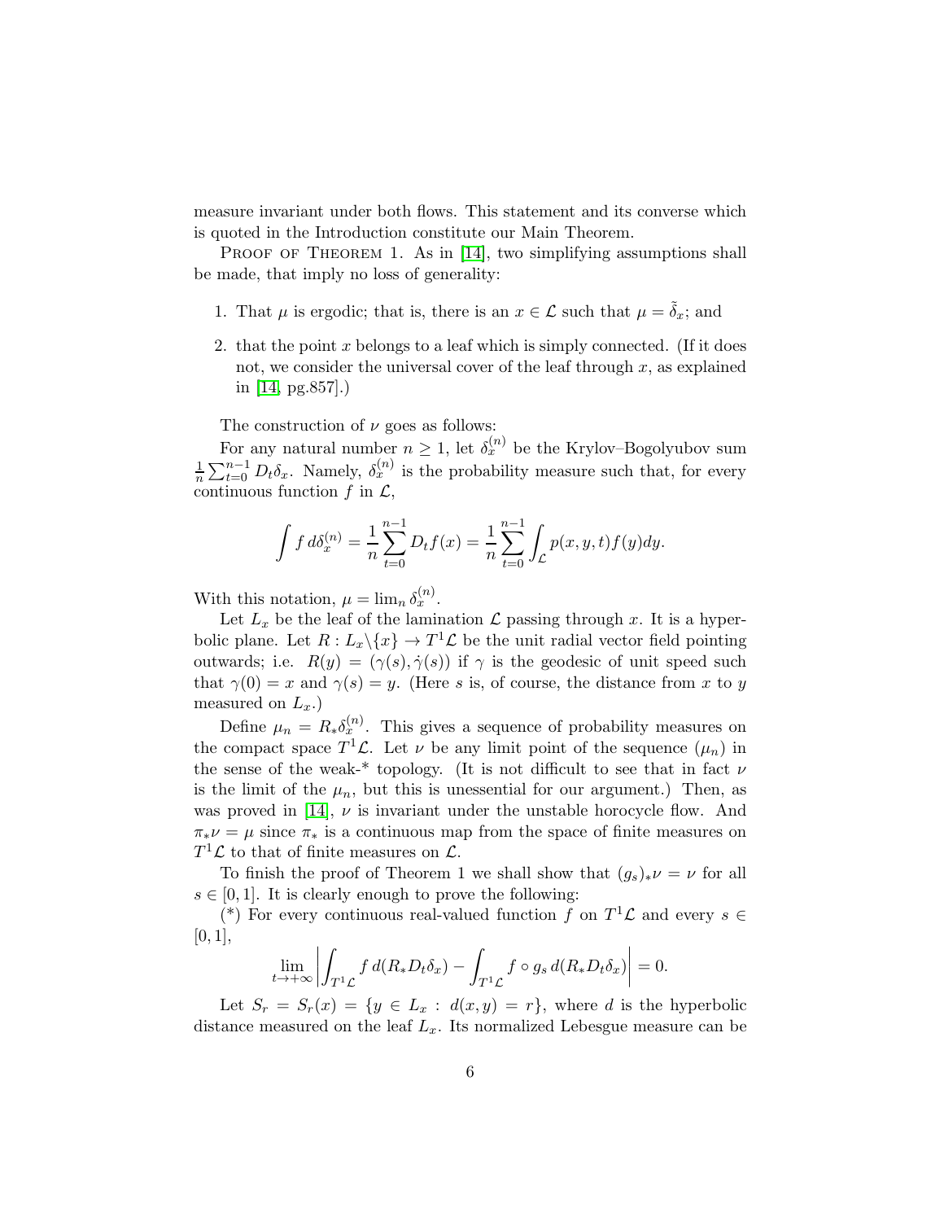measure invariant under both flows. This statement and its converse which is quoted in the Introduction constitute our Main Theorem.

Proof of Theorem 1. As in [14], two simplifying assumptions shall be made, that imply no loss of generality:

1. That $\mu$ is ergodic; that is, there is an $x \in \mathcal{L}$ such that $\mu = \tilde{\delta}_x$; and
2. that the point $x$ belongs to a leaf which is simply connected. (If it does not, we consider the universal cover of the leaf through $x$, as explained in [14, pg.857].)

The construction of $\nu$ goes as follows:

For any natural number $n \geq 1$, let $\delta_x^{(n)}$ be the Krylov–Bogolyubov sum $\frac{1}{n}\sum_{t=0}^{n-1} D_t\delta_x$. Namely, $\delta_x^{(n)}$ is the probability measure such that, for every continuous function $f$ in $\mathcal{L}$,

$$\int f \, d\delta_x^{(n)} = \frac{1}{n}\sum_{t=0}^{n-1} D_t f(x) = \frac{1}{n}\sum_{t=0}^{n-1} \int_{\mathcal{L}} p(x,y,t) f(y) dy.$$

With this notation, $\mu = \lim_n \delta_x^{(n)}$.

Let $L_x$ be the leaf of the lamination $\mathcal{L}$ passing through $x$. It is a hyperbolic plane. Let $R : L_x \backslash \{x\} \to T^1\mathcal{L}$ be the unit radial vector field pointing outwards; i.e. $R(y) = (\gamma(s), \dot{\gamma}(s))$ if $\gamma$ is the geodesic of unit speed such that $\gamma(0) = x$ and $\gamma(s) = y$. (Here $s$ is, of course, the distance from $x$ to $y$ measured on $L_x$.)

Define $\mu_n = R_*\delta_x^{(n)}$. This gives a sequence of probability measures on the compact space $T^1\mathcal{L}$. Let $\nu$ be any limit point of the sequence $(\mu_n)$ in the sense of the weak-* topology. (It is not difficult to see that in fact $\nu$ is the limit of the $\mu_n$, but this is unessential for our argument.) Then, as was proved in [14], $\nu$ is invariant under the unstable horocycle flow. And $\pi_*\nu = \mu$ since $\pi_*$ is a continuous map from the space of finite measures on $T^1\mathcal{L}$ to that of finite measures on $\mathcal{L}$.

To finish the proof of Theorem 1 we shall show that $(g_s)_*\nu = \nu$ for all $s \in [0,1]$. It is clearly enough to prove the following:

(*) For every continuous real-valued function $f$ on $T^1\mathcal{L}$ and every $s \in [0,1]$,

$$\lim_{t\to+\infty} \left| \int_{T^1\mathcal{L}} f \, d(R_*D_t\delta_x) - \int_{T^1\mathcal{L}} f \circ g_s \, d(R_*D_t\delta_x) \right| = 0.$$

Let $S_r = S_r(x) = \{y \in L_x : d(x,y) = r\}$, where $d$ is the hyperbolic distance measured on the leaf $L_x$. Its normalized Lebesgue measure can be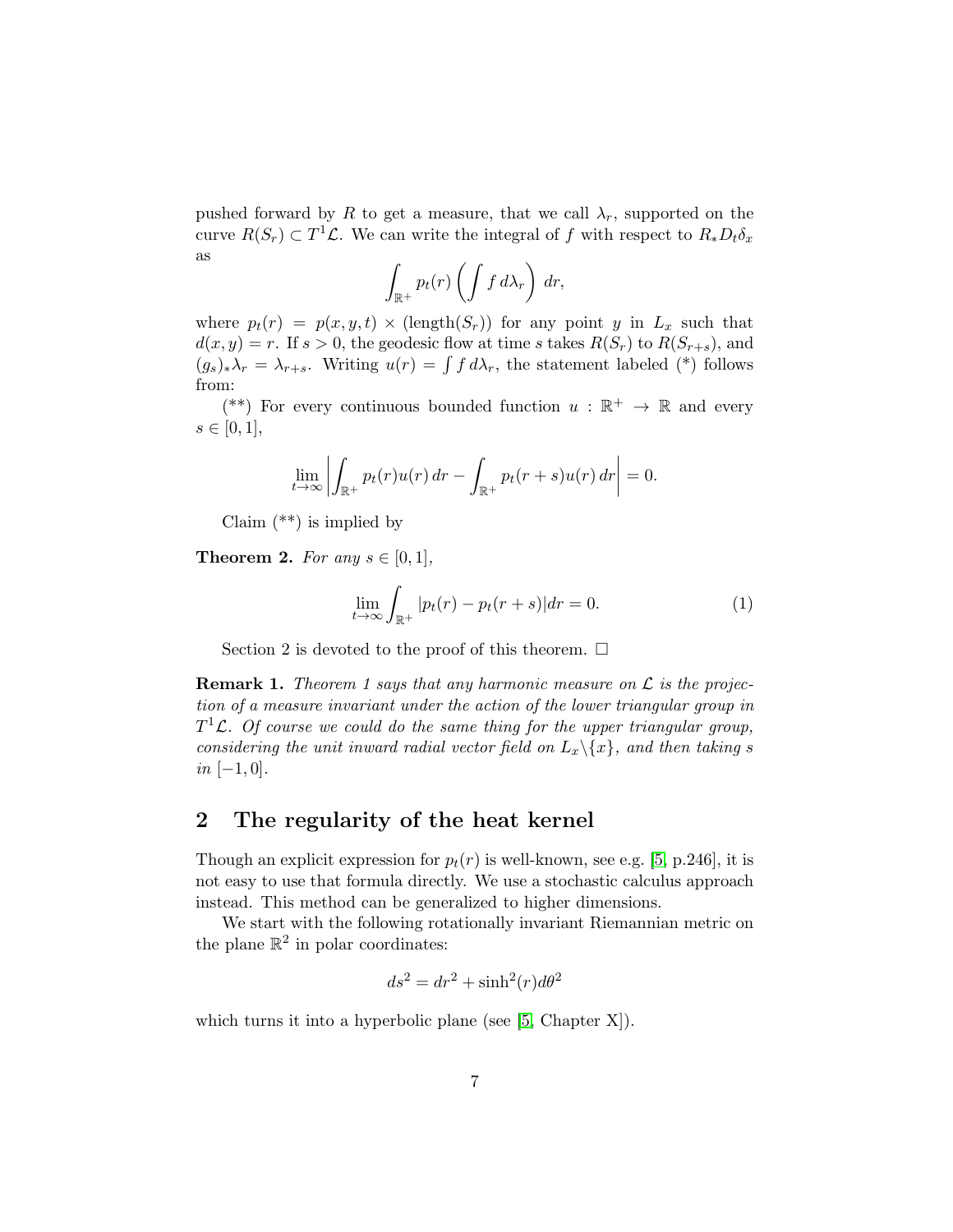pushed forward by $R$ to get a measure, that we call $\lambda_r$, supported on the curve $R(S_r) \subset T^1\mathcal{L}$. We can write the integral of $f$ with respect to $R_* D_t \delta_x$ as

$$\int_{\mathbb{R}^+} p_t(r) \left( \int f \, d\lambda_r \right) \, dr,$$

where $p_t(r) = p(x, y, t) \times (\text{length}(S_r))$ for any point $y$ in $L_x$ such that $d(x, y) = r$. If $s > 0$, the geodesic flow at time $s$ takes $R(S_r)$ to $R(S_{r+s})$, and $(g_s)_* \lambda_r = \lambda_{r+s}$. Writing $u(r) = \int f \, d\lambda_r$, the statement labeled (*) follows from:

(**) For every continuous bounded function $u : \mathbb{R}^+ \to \mathbb{R}$ and every $s \in [0, 1]$,

$$\lim_{t \to \infty} \left| \int_{\mathbb{R}^+} p_t(r) u(r) \, dr - \int_{\mathbb{R}^+} p_t(r + s) u(r) \, dr \right| = 0.$$

Claim (**) is implied by

**Theorem 2.** *For any $s \in [0, 1]$,*

$$\lim_{t \to \infty} \int_{\mathbb{R}^+} |p_t(r) - p_t(r + s)| dr = 0. \tag{1}$$

Section 2 is devoted to the proof of this theorem. $\square$

**Remark 1.** *Theorem 1 says that any harmonic measure on $\mathcal{L}$ is the projection of a measure invariant under the action of the lower triangular group in $T^1\mathcal{L}$. Of course we could do the same thing for the upper triangular group, considering the unit inward radial vector field on $L_x \backslash \{x\}$, and then taking $s$ in $[-1, 0]$.*

## 2 The regularity of the heat kernel

Though an explicit expression for $p_t(r)$ is well-known, see e.g. [5, p.246], it is not easy to use that formula directly. We use a stochastic calculus approach instead. This method can be generalized to higher dimensions.

We start with the following rotationally invariant Riemannian metric on the plane $\mathbb{R}^2$ in polar coordinates:

$$ds^2 = dr^2 + \sinh^2(r) d\theta^2$$

which turns it into a hyperbolic plane (see [5, Chapter X]).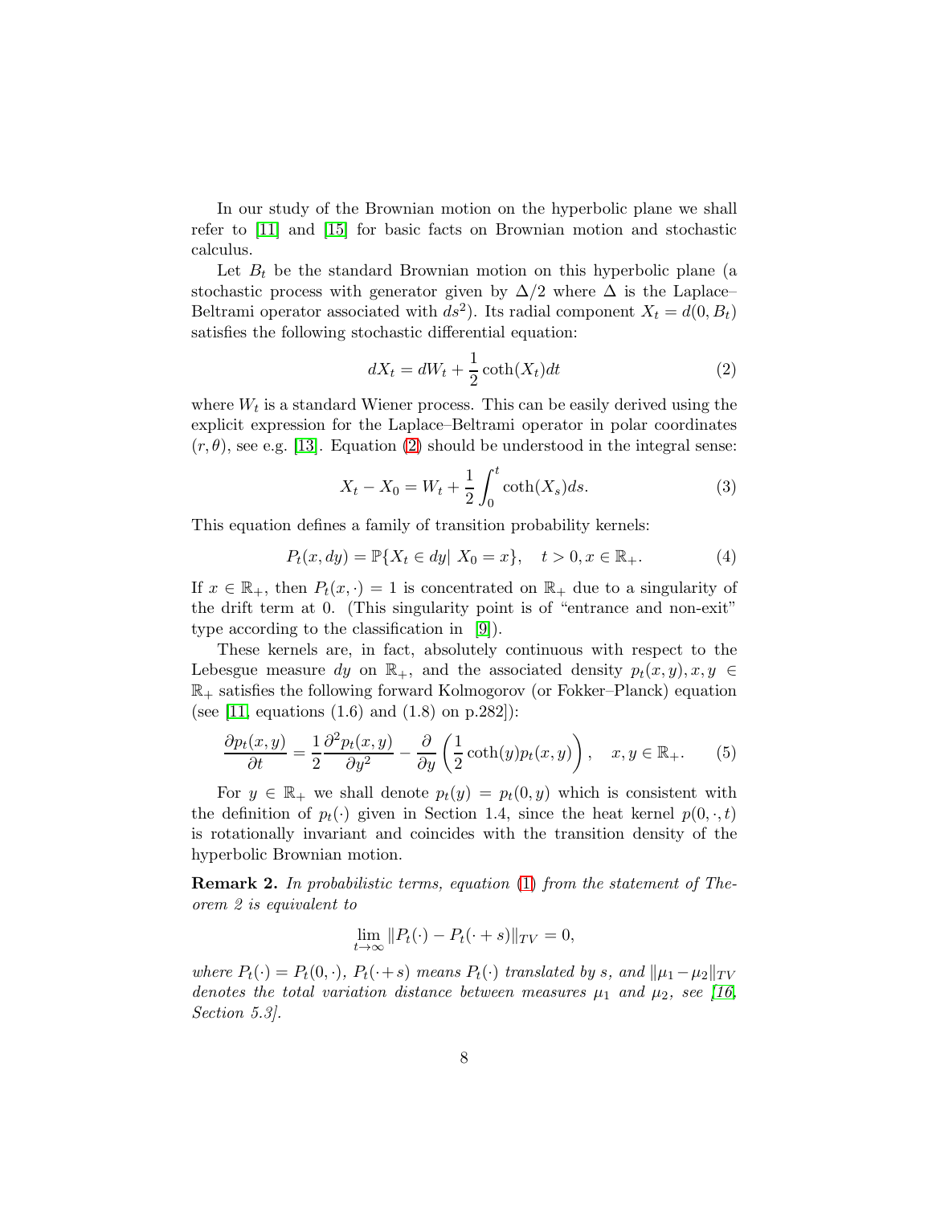In our study of the Brownian motion on the hyperbolic plane we shall refer to [11] and [15] for basic facts on Brownian motion and stochastic calculus.

Let $B_t$ be the standard Brownian motion on this hyperbolic plane (a stochastic process with generator given by $\Delta/2$ where $\Delta$ is the Laplace–Beltrami operator associated with $ds^2$). Its radial component $X_t = d(0, B_t)$ satisfies the following stochastic differential equation:

$$dX_t = dW_t + \frac{1}{2}\coth(X_t)dt \tag{2}$$

where $W_t$ is a standard Wiener process. This can be easily derived using the explicit expression for the Laplace–Beltrami operator in polar coordinates $(r, \theta)$, see e.g. [13]. Equation (2) should be understood in the integral sense:

$$X_t - X_0 = W_t + \frac{1}{2}\int_0^t \coth(X_s)ds. \tag{3}$$

This equation defines a family of transition probability kernels:

$$P_t(x, dy) = \mathbb{P}\{X_t \in dy | \; X_0 = x\}, \quad t > 0, x \in \mathbb{R}_+. \tag{4}$$

If $x \in \mathbb{R}_+$, then $P_t(x, \cdot) = 1$ is concentrated on $\mathbb{R}_+$ due to a singularity of the drift term at 0. (This singularity point is of "entrance and non-exit" type according to the classification in [9]).

These kernels are, in fact, absolutely continuous with respect to the Lebesgue measure $dy$ on $\mathbb{R}_+$, and the associated density $p_t(x, y), x, y \in \mathbb{R}_+$ satisfies the following forward Kolmogorov (or Fokker–Planck) equation (see [11, equations (1.6) and (1.8) on p.282]):

$$\frac{\partial p_t(x,y)}{\partial t} = \frac{1}{2}\frac{\partial^2 p_t(x,y)}{\partial y^2} - \frac{\partial}{\partial y}\left(\frac{1}{2}\coth(y)p_t(x,y)\right), \quad x, y \in \mathbb{R}_+. \tag{5}$$

For $y \in \mathbb{R}_+$ we shall denote $p_t(y) = p_t(0, y)$ which is consistent with the definition of $p_t(\cdot)$ given in Section 1.4, since the heat kernel $p(0, \cdot, t)$ is rotationally invariant and coincides with the transition density of the hyperbolic Brownian motion.

**Remark 2.** *In probabilistic terms, equation (1) from the statement of Theorem 2 is equivalent to*

$$\lim_{t \to \infty} \|P_t(\cdot) - P_t(\cdot + s)\|_{TV} = 0,$$

*where $P_t(\cdot) = P_t(0, \cdot)$, $P_t(\cdot + s)$ means $P_t(\cdot)$ translated by $s$, and $\|\mu_1 - \mu_2\|_{TV}$ denotes the total variation distance between measures $\mu_1$ and $\mu_2$, see [16, Section 5.3].*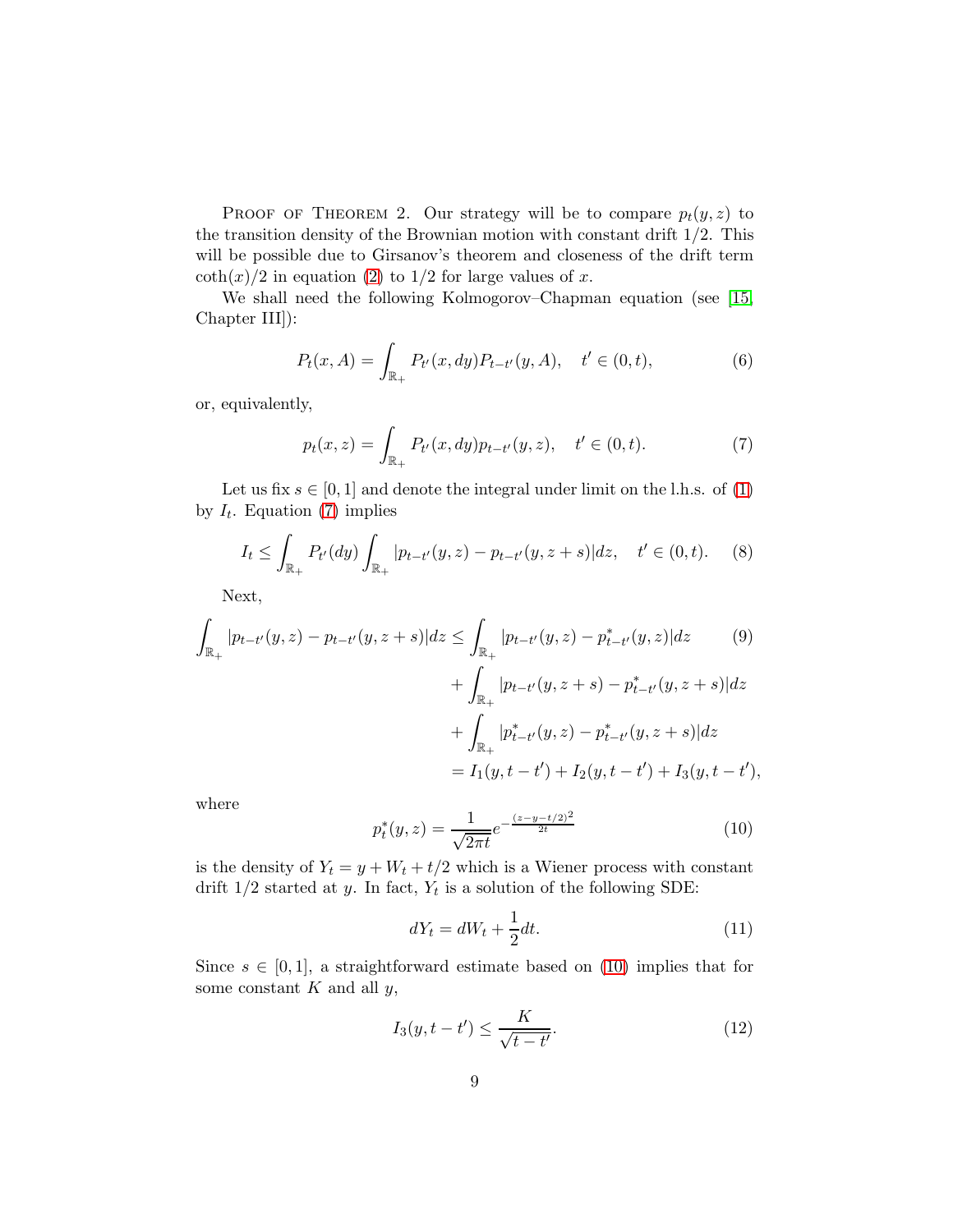PROOF OF THEOREM 2. Our strategy will be to compare $p_t(y,z)$ to the transition density of the Brownian motion with constant drift $1/2$. This will be possible due to Girsanov's theorem and closeness of the drift term $\coth(x)/2$ in equation (2) to $1/2$ for large values of $x$.

We shall need the following Kolmogorov–Chapman equation (see [15, Chapter III]):

$$P_t(x, A) = \int_{\mathbb{R}_+} P_{t'}(x, dy) P_{t-t'}(y, A), \quad t' \in (0, t), \tag{6}$$

or, equivalently,

$$p_t(x, z) = \int_{\mathbb{R}_+} P_{t'}(x, dy) p_{t-t'}(y, z), \quad t' \in (0, t). \tag{7}$$

Let us fix $s \in [0, 1]$ and denote the integral under limit on the l.h.s. of (1) by $I_t$. Equation (7) implies

$$I_t \le \int_{\mathbb{R}_+} P_{t'}(dy) \int_{\mathbb{R}_+} |p_{t-t'}(y, z) - p_{t-t'}(y, z+s)| dz, \quad t' \in (0, t). \tag{8}$$

Next,

$$\begin{aligned}
\int_{\mathbb{R}_+} |p_{t-t'}(y, z) - p_{t-t'}(y, z+s)| dz \le & \int_{\mathbb{R}_+} |p_{t-t'}(y, z) - p^*_{t-t'}(y, z)| dz \\
& + \int_{\mathbb{R}_+} |p_{t-t'}(y, z+s) - p^*_{t-t'}(y, z+s)| dz \\
& + \int_{\mathbb{R}_+} |p^*_{t-t'}(y, z) - p^*_{t-t'}(y, z+s)| dz \\
& = I_1(y, t-t') + I_2(y, t-t') + I_3(y, t-t'),
\end{aligned} \tag{9}$$

where

$$p^*_t(y, z) = \frac{1}{\sqrt{2\pi t}} e^{-\frac{(z-y-t/2)^2}{2t}} \tag{10}$$

is the density of $Y_t = y + W_t + t/2$ which is a Wiener process with constant drift $1/2$ started at $y$. In fact, $Y_t$ is a solution of the following SDE:

$$dY_t = dW_t + \frac{1}{2} dt. \tag{11}$$

Since $s \in [0, 1]$, a straightforward estimate based on (10) implies that for some constant $K$ and all $y$,

$$I_3(y, t-t') \le \frac{K}{\sqrt{t-t'}}. \tag{12}$$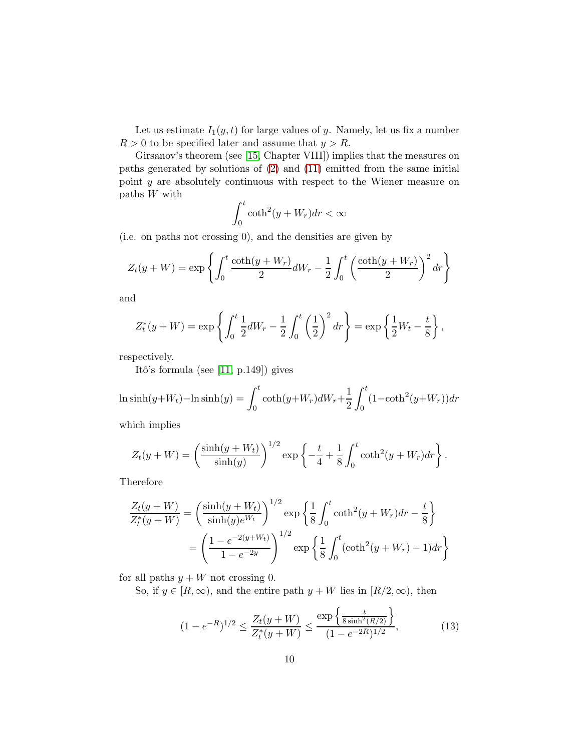Let us estimate $I_1(y,t)$ for large values of $y$. Namely, let us fix a number $R > 0$ to be specified later and assume that $y > R$.

Girsanov's theorem (see [15, Chapter VIII]) implies that the measures on paths generated by solutions of (2) and (11) emitted from the same initial point $y$ are absolutely continuous with respect to the Wiener measure on paths $W$ with

$$\int_0^t \coth^2(y + W_r) dr < \infty$$

(i.e. on paths not crossing 0), and the densities are given by

$$Z_t(y + W) = \exp\left\{\int_0^t \frac{\coth(y + W_r)}{2} dW_r - \frac{1}{2}\int_0^t \left(\frac{\coth(y + W_r)}{2}\right)^2 dr\right\}$$

and

$$Z_t^*(y + W) = \exp\left\{\int_0^t \frac{1}{2} dW_r - \frac{1}{2}\int_0^t \left(\frac{1}{2}\right)^2 dr\right\} = \exp\left\{\frac{1}{2}W_t - \frac{t}{8}\right\},$$

respectively.

Itô's formula (see [11, p.149]) gives

$$\ln\sinh(y+W_t) - \ln\sinh(y) = \int_0^t \coth(y+W_r)dW_r + \frac{1}{2}\int_0^t (1 - \coth^2(y+W_r))dr$$

which implies

$$Z_t(y + W) = \left(\frac{\sinh(y + W_t)}{\sinh(y)}\right)^{1/2} \exp\left\{-\frac{t}{4} + \frac{1}{8}\int_0^t \coth^2(y + W_r)dr\right\}.$$

Therefore

$$\begin{aligned}
\frac{Z_t(y + W)}{Z_t^*(y + W)} &= \left(\frac{\sinh(y + W_t)}{\sinh(y)e^{W_t}}\right)^{1/2} \exp\left\{\frac{1}{8}\int_0^t \coth^2(y + W_r)dr - \frac{t}{8}\right\} \\
&= \left(\frac{1 - e^{-2(y+W_t)}}{1 - e^{-2y}}\right)^{1/2} \exp\left\{\frac{1}{8}\int_0^t (\coth^2(y + W_r) - 1)dr\right\}
\end{aligned}$$

for all paths $y + W$ not crossing 0.

So, if $y \in [R, \infty)$, and the entire path $y + W$ lies in $[R/2, \infty)$, then

$$(1 - e^{-R})^{1/2} \leq \frac{Z_t(y + W)}{Z_t^*(y + W)} \leq \frac{\exp\left\{\frac{t}{8\sinh^2(R/2)}\right\}}{(1 - e^{-2R})^{1/2}}, \tag{13}$$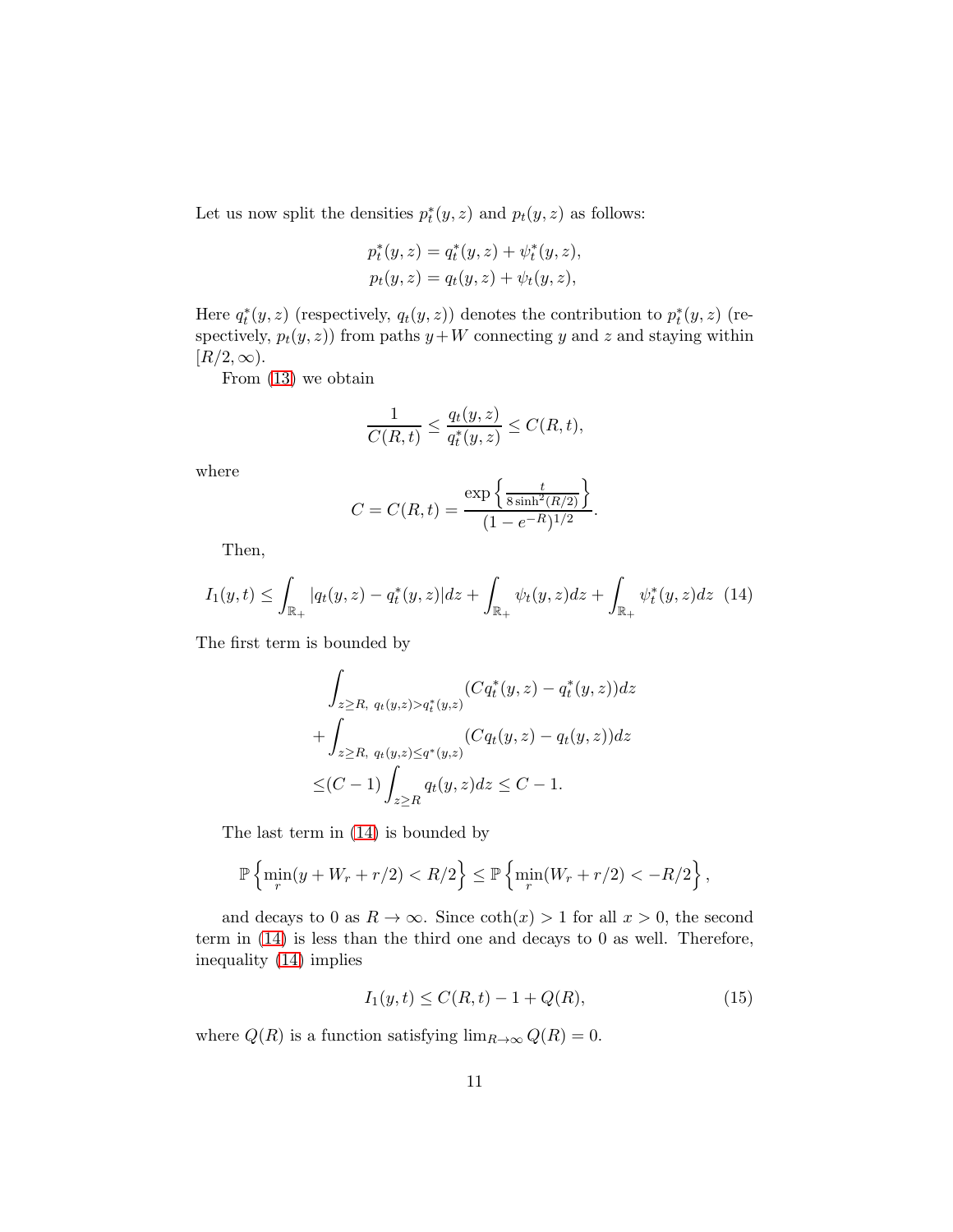Let us now split the densities $p_t^*(y,z)$ and $p_t(y,z)$ as follows:

$$
\begin{aligned}
p_t^*(y,z) &= q_t^*(y,z) + \psi_t^*(y,z), \\
p_t(y,z) &= q_t(y,z) + \psi_t(y,z),
\end{aligned}
$$

Here $q_t^*(y,z)$ (respectively, $q_t(y,z)$) denotes the contribution to $p_t^*(y,z)$ (respectively, $p_t(y,z)$) from paths $y+W$ connecting $y$ and $z$ and staying within $[R/2,\infty)$.

From (13) we obtain

$$
\frac{1}{C(R,t)} \le \frac{q_t(y,z)}{q_t^*(y,z)} \le C(R,t),
$$

where

$$
C = C(R,t) = \frac{\exp\left\{\frac{t}{8\sinh^2(R/2)}\right\}}{(1-e^{-R})^{1/2}}.
$$

Then,

$$
I_1(y,t) \le \int_{\mathbb{R}_+} |q_t(y,z) - q_t^*(y,z)| dz + \int_{\mathbb{R}_+} \psi_t(y,z) dz + \int_{\mathbb{R}_+} \psi_t^*(y,z) dz \quad (14)
$$

The first term is bounded by

$$
\begin{aligned}
&\int_{z\ge R,\ q_t(y,z)>q_t^*(y,z)} (Cq_t^*(y,z) - q_t^*(y,z)) dz \\
&+ \int_{z\ge R,\ q_t(y,z)\le q^*(y,z)} (Cq_t(y,z) - q_t(y,z)) dz \\
&\le (C-1) \int_{z\ge R} q_t(y,z) dz \le C-1.
\end{aligned}
$$

The last term in (14) is bounded by

$$
\mathbb{P}\left\{\min_r (y + W_r + r/2) < R/2\right\} \le \mathbb{P}\left\{\min_r (W_r + r/2) < -R/2\right\},
$$

and decays to 0 as $R\to\infty$. Since $\coth(x) > 1$ for all $x>0$, the second term in (14) is less than the third one and decays to 0 as well. Therefore, inequality (14) implies

$$
I_1(y,t) \le C(R,t) - 1 + Q(R), \quad (15)
$$

where $Q(R)$ is a function satisfying $\lim_{R\to\infty} Q(R) = 0$.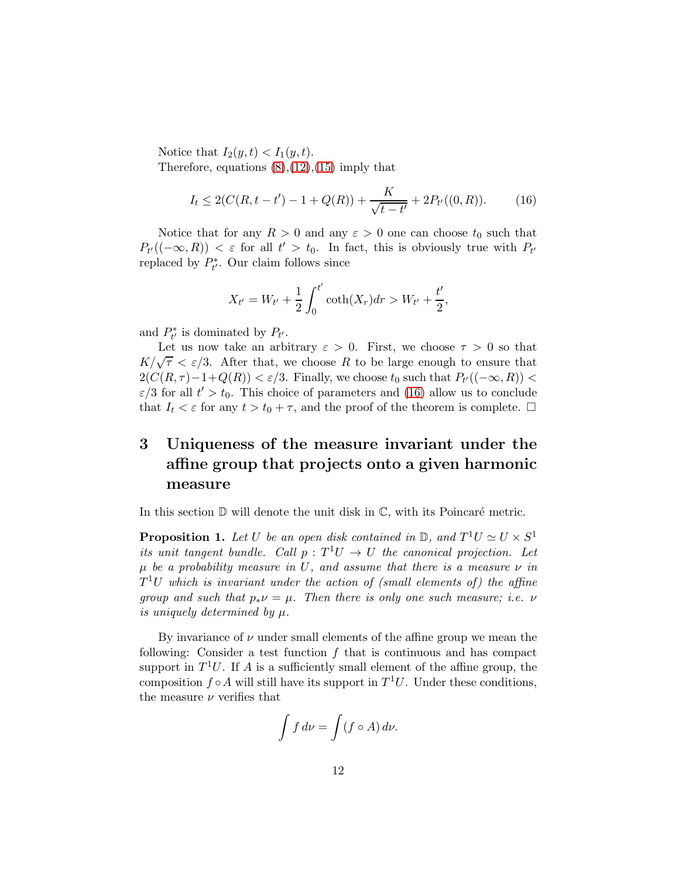Notice that $I_2(y,t) < I_1(y,t)$.

Therefore, equations (8),(12),(15) imply that

$$I_t \leq 2(C(R, t-t') - 1 + Q(R)) + \frac{K}{\sqrt{t-t'}} + 2P_{t'}((0,R)). \tag{16}$$

Notice that for any $R > 0$ and any $\varepsilon > 0$ one can choose $t_0$ such that $P_{t'}((-\infty, R)) < \varepsilon$ for all $t' > t_0$. In fact, this is obviously true with $P_{t'}$ replaced by $P^*_{t'}$. Our claim follows since

$$X_{t'} = W_{t'} + \frac{1}{2}\int_0^{t'} \coth(X_r)dr > W_{t'} + \frac{t'}{2},$$

and $P^*_{t'}$ is dominated by $P_{t'}$.

Let us now take an arbitrary $\varepsilon > 0$. First, we choose $\tau > 0$ so that $K/\sqrt{\tau} < \varepsilon/3$. After that, we choose $R$ to be large enough to ensure that $2(C(R,\tau) - 1 + Q(R)) < \varepsilon/3$. Finally, we choose $t_0$ such that $P_{t'}((-\infty, R)) < \varepsilon/3$ for all $t' > t_0$. This choice of parameters and (16) allow us to conclude that $I_t < \varepsilon$ for any $t > t_0 + \tau$, and the proof of the theorem is complete. □

## 3 Uniqueness of the measure invariant under the affine group that projects onto a given harmonic measure

In this section $\mathbb{D}$ will denote the unit disk in $\mathbb{C}$, with its Poincaré metric.

**Proposition 1.** *Let $U$ be an open disk contained in $\mathbb{D}$, and $T^1U \simeq U \times S^1$ its unit tangent bundle. Call $p : T^1U \to U$ the canonical projection. Let $\mu$ be a probability measure in $U$, and assume that there is a measure $\nu$ in $T^1U$ which is invariant under the action of (small elements of) the affine group and such that $p_*\nu = \mu$. Then there is only one such measure; i.e. $\nu$ is uniquely determined by $\mu$.*

By invariance of $\nu$ under small elements of the affine group we mean the following: Consider a test function $f$ that is continuous and has compact support in $T^1U$. If $A$ is a sufficiently small element of the affine group, the composition $f \circ A$ will still have its support in $T^1U$. Under these conditions, the measure $\nu$ verifies that

$$\int f \, d\nu = \int (f \circ A) \, d\nu.$$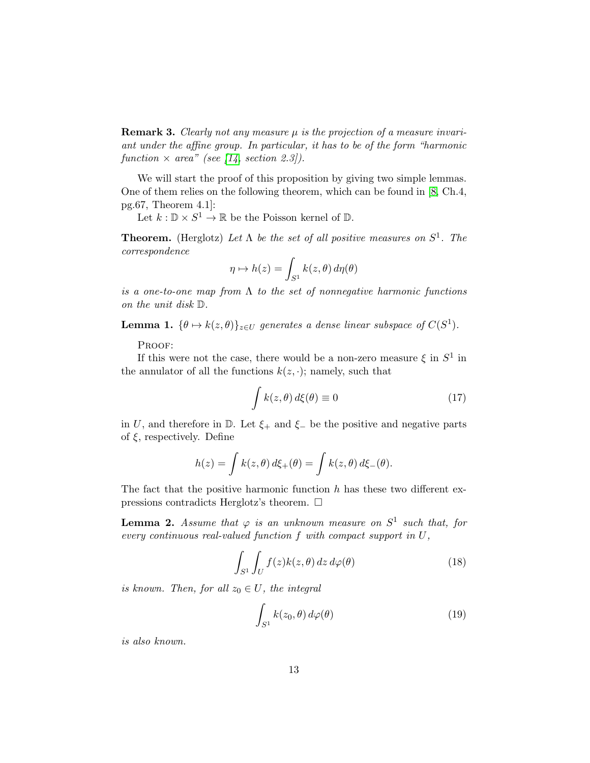**Remark 3.** *Clearly not any measure $\mu$ is the projection of a measure invariant under the affine group. In particular, it has to be of the form "harmonic function $\times$ area" (see [14, section 2.3]).*

We will start the proof of this proposition by giving two simple lemmas. One of them relies on the following theorem, which can be found in [8, Ch.4, pg.67, Theorem 4.1]:

Let $k : \mathbb{D} \times S^1 \to \mathbb{R}$ be the Poisson kernel of $\mathbb{D}$.

**Theorem.** (Herglotz) *Let $\Lambda$ be the set of all positive measures on $S^1$. The correspondence*

$$\eta \mapsto h(z) = \int_{S^1} k(z, \theta)\, d\eta(\theta)$$

*is a one-to-one map from $\Lambda$ to the set of nonnegative harmonic functions on the unit disk $\mathbb{D}$.*

**Lemma 1.** *$\{\theta \mapsto k(z, \theta)\}_{z \in U}$ generates a dense linear subspace of $C(S^1)$.*

Proof:

If this were not the case, there would be a non-zero measure $\xi$ in $S^1$ in the annulator of all the functions $k(z, \cdot)$; namely, such that

$$\int k(z, \theta)\, d\xi(\theta) \equiv 0 \tag{17}$$

in $U$, and therefore in $\mathbb{D}$. Let $\xi_+$ and $\xi_-$ be the positive and negative parts of $\xi$, respectively. Define

$$h(z) = \int k(z, \theta)\, d\xi_+(\theta) = \int k(z, \theta)\, d\xi_-(\theta).$$

The fact that the positive harmonic function $h$ has these two different expressions contradicts Herglotz's theorem. $\square$

**Lemma 2.** *Assume that $\varphi$ is an unknown measure on $S^1$ such that, for every continuous real-valued function $f$ with compact support in $U$,*

$$\int_{S^1} \int_U f(z) k(z, \theta)\, dz\, d\varphi(\theta) \tag{18}$$

*is known. Then, for all $z_0 \in U$, the integral*

$$\int_{S^1} k(z_0, \theta)\, d\varphi(\theta) \tag{19}$$

*is also known.*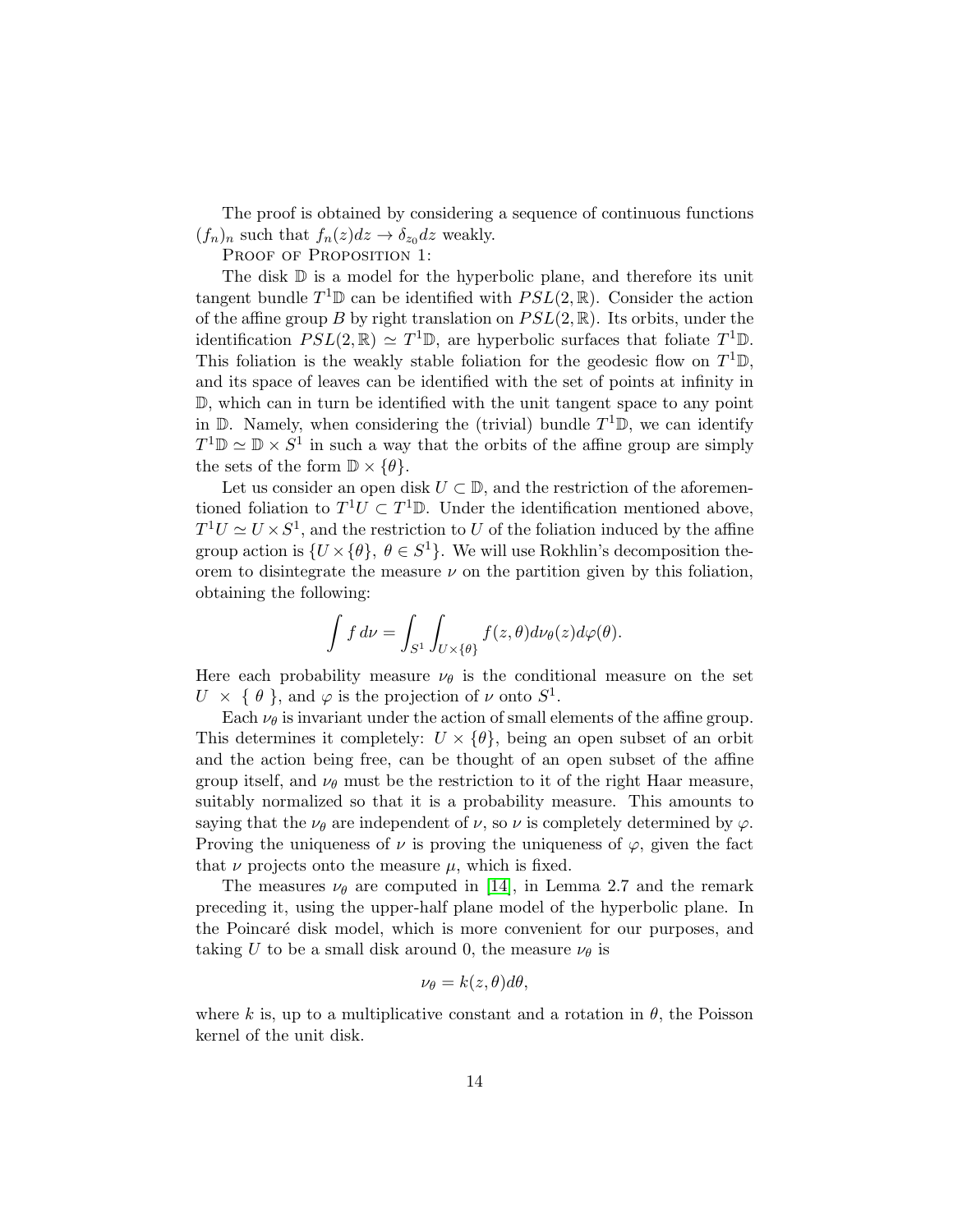The proof is obtained by considering a sequence of continuous functions $(f_n)_n$ such that $f_n(z)dz \to \delta_{z_0} dz$ weakly.

PROOF OF PROPOSITION 1:

The disk $\mathbb{D}$ is a model for the hyperbolic plane, and therefore its unit tangent bundle $T^1\mathbb{D}$ can be identified with $PSL(2,\mathbb{R})$. Consider the action of the affine group $B$ by right translation on $PSL(2,\mathbb{R})$. Its orbits, under the identification $PSL(2,\mathbb{R}) \simeq T^1\mathbb{D}$, are hyperbolic surfaces that foliate $T^1\mathbb{D}$. This foliation is the weakly stable foliation for the geodesic flow on $T^1\mathbb{D}$, and its space of leaves can be identified with the set of points at infinity in $\mathbb{D}$, which can in turn be identified with the unit tangent space to any point in $\mathbb{D}$. Namely, when considering the (trivial) bundle $T^1\mathbb{D}$, we can identify $T^1\mathbb{D} \simeq \mathbb{D} \times S^1$ in such a way that the orbits of the affine group are simply the sets of the form $\mathbb{D} \times \{\theta\}$.

Let us consider an open disk $U \subset \mathbb{D}$, and the restriction of the aforementioned foliation to $T^1U \subset T^1\mathbb{D}$. Under the identification mentioned above, $T^1U \simeq U \times S^1$, and the restriction to $U$ of the foliation induced by the affine group action is $\{U \times \{\theta\},\ \theta \in S^1\}$. We will use Rokhlin's decomposition theorem to disintegrate the measure $\nu$ on the partition given by this foliation, obtaining the following:

$$\int f \, d\nu = \int_{S^1} \int_{U \times \{\theta\}} f(z,\theta) d\nu_\theta(z) d\varphi(\theta).$$

Here each probability measure $\nu_\theta$ is the conditional measure on the set $U \times \{ \theta \}$, and $\varphi$ is the projection of $\nu$ onto $S^1$.

Each $\nu_\theta$ is invariant under the action of small elements of the affine group. This determines it completely: $U \times \{\theta\}$, being an open subset of an orbit and the action being free, can be thought of an open subset of the affine group itself, and $\nu_\theta$ must be the restriction to it of the right Haar measure, suitably normalized so that it is a probability measure. This amounts to saying that the $\nu_\theta$ are independent of $\nu$, so $\nu$ is completely determined by $\varphi$. Proving the uniqueness of $\nu$ is proving the uniqueness of $\varphi$, given the fact that $\nu$ projects onto the measure $\mu$, which is fixed.

The measures $\nu_\theta$ are computed in [14], in Lemma 2.7 and the remark preceding it, using the upper-half plane model of the hyperbolic plane. In the Poincaré disk model, which is more convenient for our purposes, and taking $U$ to be a small disk around 0, the measure $\nu_\theta$ is

$$\nu_\theta = k(z,\theta) d\theta,$$

where $k$ is, up to a multiplicative constant and a rotation in $\theta$, the Poisson kernel of the unit disk.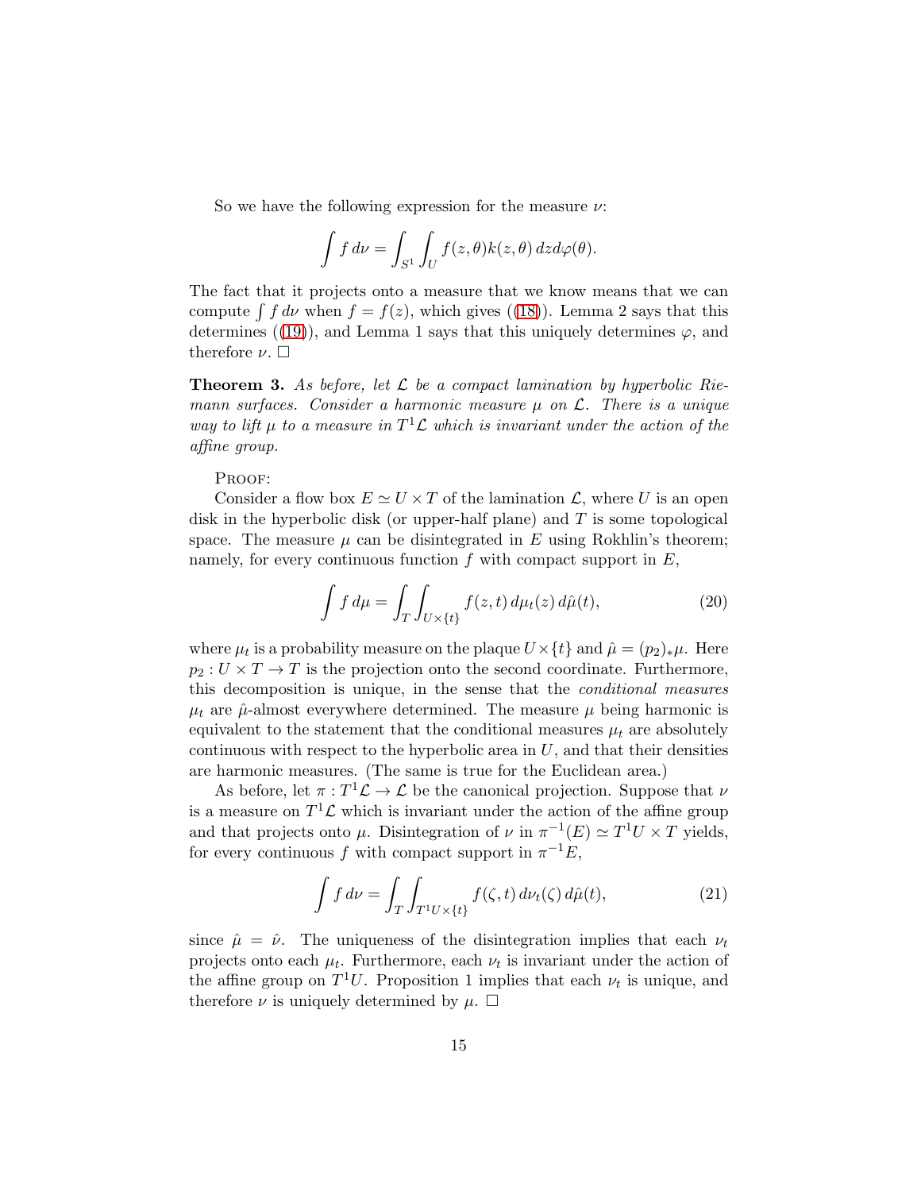So we have the following expression for the measure $\nu$:

$$\int f\, d\nu = \int_{S^1} \int_U f(z,\theta) k(z,\theta)\, dz d\varphi(\theta).$$

The fact that it projects onto a measure that we know means that we can compute $\int f\, d\nu$ when $f = f(z)$, which gives ((18)). Lemma 2 says that this determines ((19)), and Lemma 1 says that this uniquely determines $\varphi$, and therefore $\nu$. □

**Theorem 3.** *As before, let $\mathcal{L}$ be a compact lamination by hyperbolic Riemann surfaces. Consider a harmonic measure $\mu$ on $\mathcal{L}$. There is a unique way to lift $\mu$ to a measure in $T^1\mathcal{L}$ which is invariant under the action of the affine group.*

Proof:

Consider a flow box $E \simeq U \times T$ of the lamination $\mathcal{L}$, where $U$ is an open disk in the hyperbolic disk (or upper-half plane) and $T$ is some topological space. The measure $\mu$ can be disintegrated in $E$ using Rokhlin's theorem; namely, for every continuous function $f$ with compact support in $E$,

$$\int f\, d\mu = \int_T \int_{U\times\{t\}} f(z,t)\, d\mu_t(z)\, d\hat{\mu}(t), \tag{20}$$

where $\mu_t$ is a probability measure on the plaque $U \times \{t\}$ and $\hat{\mu} = (p_2)_*\mu$. Here $p_2 : U \times T \to T$ is the projection onto the second coordinate. Furthermore, this decomposition is unique, in the sense that the *conditional measures* $\mu_t$ are $\hat{\mu}$-almost everywhere determined. The measure $\mu$ being harmonic is equivalent to the statement that the conditional measures $\mu_t$ are absolutely continuous with respect to the hyperbolic area in $U$, and that their densities are harmonic measures. (The same is true for the Euclidean area.)

As before, let $\pi : T^1\mathcal{L} \to \mathcal{L}$ be the canonical projection. Suppose that $\nu$ is a measure on $T^1\mathcal{L}$ which is invariant under the action of the affine group and that projects onto $\mu$. Disintegration of $\nu$ in $\pi^{-1}(E) \simeq T^1U \times T$ yields, for every continuous $f$ with compact support in $\pi^{-1}E$,

$$\int f\, d\nu = \int_T \int_{T^1U\times\{t\}} f(\zeta,t)\, d\nu_t(\zeta)\, d\hat{\mu}(t), \tag{21}$$

since $\hat{\mu} = \hat{\nu}$. The uniqueness of the disintegration implies that each $\nu_t$ projects onto each $\mu_t$. Furthermore, each $\nu_t$ is invariant under the action of the affine group on $T^1U$. Proposition 1 implies that each $\nu_t$ is unique, and therefore $\nu$ is uniquely determined by $\mu$. □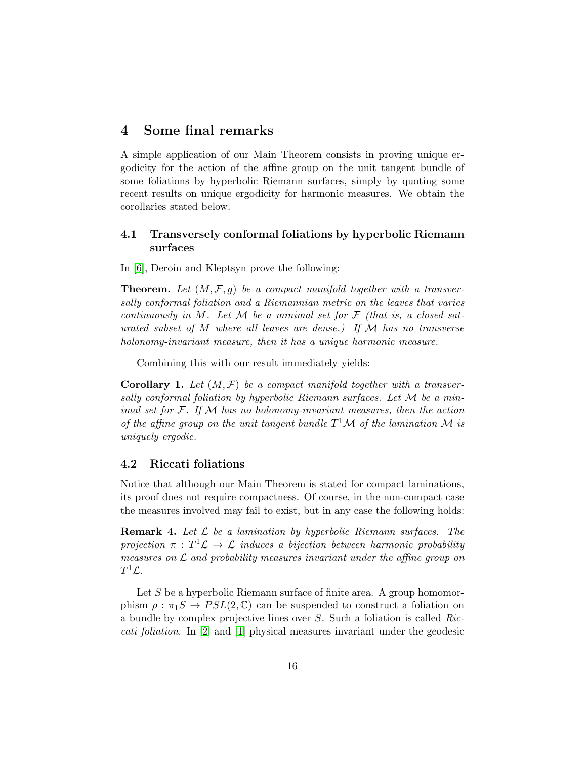# 4 Some final remarks

A simple application of our Main Theorem consists in proving unique ergodicity for the action of the affine group on the unit tangent bundle of some foliations by hyperbolic Riemann surfaces, simply by quoting some recent results on unique ergodicity for harmonic measures. We obtain the corollaries stated below.

## 4.1 Transversely conformal foliations by hyperbolic Riemann surfaces

In [6], Deroin and Kleptsyn prove the following:

**Theorem.** *Let $(M, \mathcal{F}, g)$ be a compact manifold together with a transversally conformal foliation and a Riemannian metric on the leaves that varies continuously in $M$. Let $\mathcal{M}$ be a minimal set for $\mathcal{F}$ (that is, a closed saturated subset of $M$ where all leaves are dense.) If $\mathcal{M}$ has no transverse holonomy-invariant measure, then it has a unique harmonic measure.*

Combining this with our result immediately yields:

**Corollary 1.** *Let $(M, \mathcal{F})$ be a compact manifold together with a transversally conformal foliation by hyperbolic Riemann surfaces. Let $\mathcal{M}$ be a minimal set for $\mathcal{F}$. If $\mathcal{M}$ has no holonomy-invariant measures, then the action of the affine group on the unit tangent bundle $T^1\mathcal{M}$ of the lamination $\mathcal{M}$ is uniquely ergodic.*

## 4.2 Riccati foliations

Notice that although our Main Theorem is stated for compact laminations, its proof does not require compactness. Of course, in the non-compact case the measures involved may fail to exist, but in any case the following holds:

**Remark 4.** *Let $\mathcal{L}$ be a lamination by hyperbolic Riemann surfaces. The projection $\pi : T^1\mathcal{L} \to \mathcal{L}$ induces a bijection between harmonic probability measures on $\mathcal{L}$ and probability measures invariant under the affine group on $T^1\mathcal{L}$.*

Let $S$ be a hyperbolic Riemann surface of finite area. A group homomorphism $\rho : \pi_1 S \to PSL(2, \mathbb{C})$ can be suspended to construct a foliation on a bundle by complex projective lines over $S$. Such a foliation is called *Riccati foliation*. In [2] and [1] physical measures invariant under the geodesic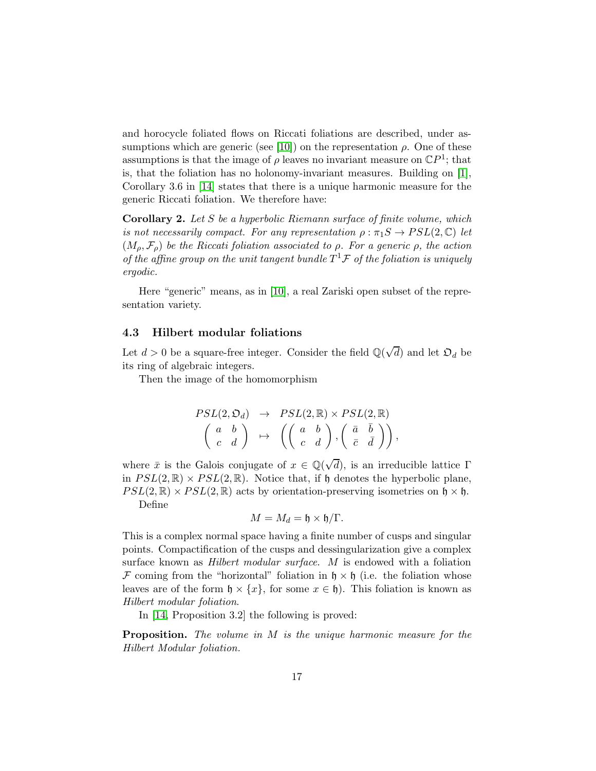and horocycle foliated flows on Riccati foliations are described, under assumptions which are generic (see [10]) on the representation $\rho$. One of these assumptions is that the image of $\rho$ leaves no invariant measure on $\mathbb{C}P^1$; that is, that the foliation has no holonomy-invariant measures. Building on [1], Corollary 3.6 in [14] states that there is a unique harmonic measure for the generic Riccati foliation. We therefore have:

**Corollary 2.** *Let $S$ be a hyperbolic Riemann surface of finite volume, which is not necessarily compact. For any representation $\rho : \pi_1 S \to PSL(2,\mathbb{C})$ let $(M_\rho, \mathcal{F}_\rho)$ be the Riccati foliation associated to $\rho$. For a generic $\rho$, the action of the affine group on the unit tangent bundle $T^1\mathcal{F}$ of the foliation is uniquely ergodic.*

Here "generic" means, as in [10], a real Zariski open subset of the representation variety.

### 4.3 Hilbert modular foliations

Let $d > 0$ be a square-free integer. Consider the field $\mathbb{Q}(\sqrt{d})$ and let $\mathfrak{O}_d$ be its ring of algebraic integers.

Then the image of the homomorphism

$$\begin{array}{rcl} PSL(2,\mathfrak{O}_d) & \to & PSL(2,\mathbb{R}) \times PSL(2,\mathbb{R}) \\ \begin{pmatrix} a & b \\ c & d \end{pmatrix} & \mapsto & \left( \begin{pmatrix} a & b \\ c & d \end{pmatrix}, \begin{pmatrix} \bar{a} & \bar{b} \\ \bar{c} & \bar{d} \end{pmatrix} \right), \end{array}$$

where $\bar{x}$ is the Galois conjugate of $x \in \mathbb{Q}(\sqrt{d})$, is an irreducible lattice $\Gamma$ in $PSL(2,\mathbb{R}) \times PSL(2,\mathbb{R})$. Notice that, if $\mathfrak{h}$ denotes the hyperbolic plane, $PSL(2,\mathbb{R}) \times PSL(2,\mathbb{R})$ acts by orientation-preserving isometries on $\mathfrak{h} \times \mathfrak{h}$.

Define

$$M = M_d = \mathfrak{h} \times \mathfrak{h}/\Gamma.$$

This is a complex normal space having a finite number of cusps and singular points. Compactification of the cusps and dessingularization give a complex surface known as *Hilbert modular surface*. $M$ is endowed with a foliation $\mathcal{F}$ coming from the "horizontal" foliation in $\mathfrak{h} \times \mathfrak{h}$ (i.e. the foliation whose leaves are of the form $\mathfrak{h} \times \{x\}$, for some $x \in \mathfrak{h}$). This foliation is known as *Hilbert modular foliation*.

In [14, Proposition 3.2] the following is proved:

**Proposition.** *The volume in $M$ is the unique harmonic measure for the Hilbert Modular foliation.*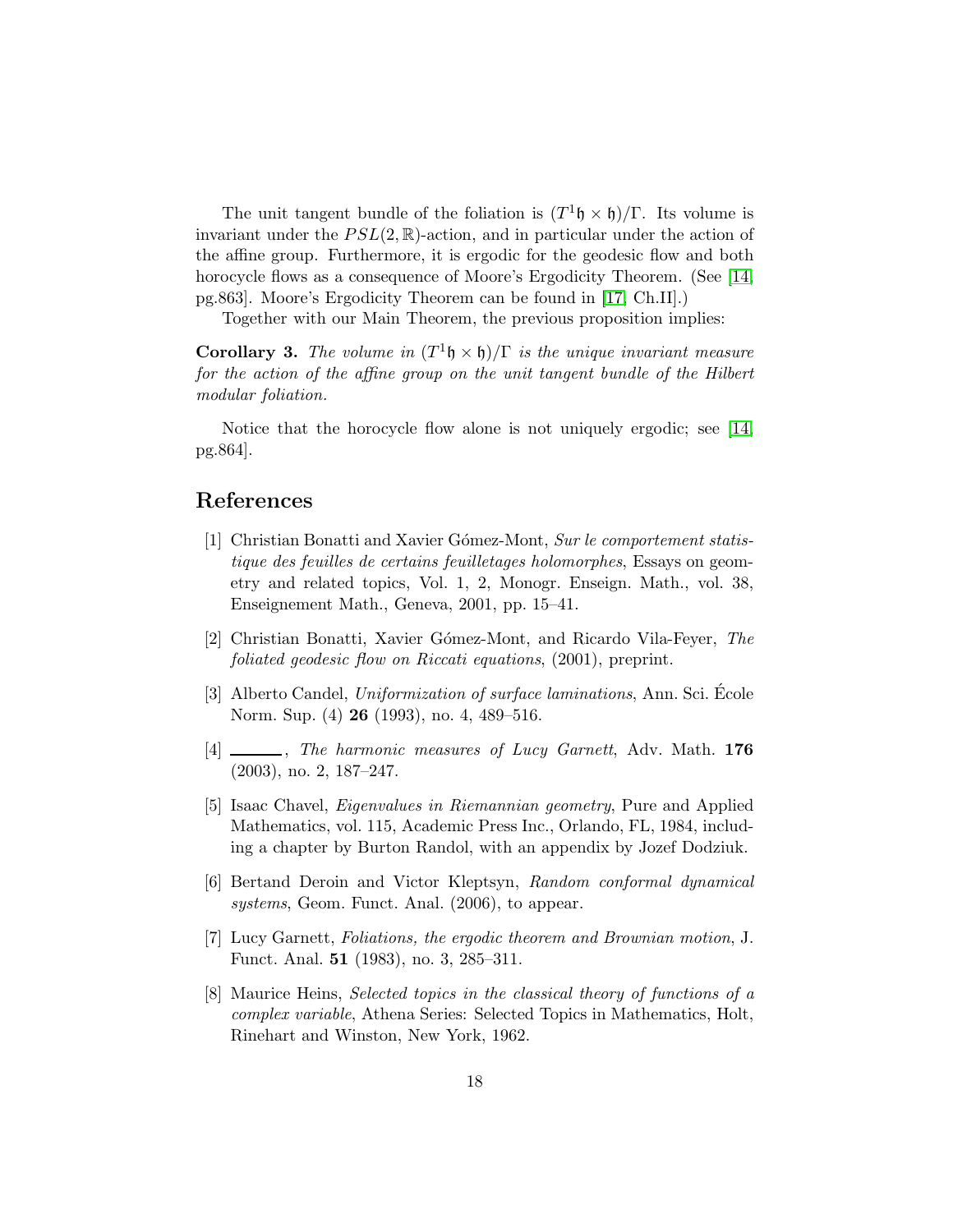The unit tangent bundle of the foliation is $(T^1\mathfrak{h} \times \mathfrak{h})/\Gamma$. Its volume is invariant under the $PSL(2,\mathbb{R})$-action, and in particular under the action of the affine group. Furthermore, it is ergodic for the geodesic flow and both horocycle flows as a consequence of Moore's Ergodicity Theorem. (See [14, pg.863]. Moore's Ergodicity Theorem can be found in [17, Ch.II].)

Together with our Main Theorem, the previous proposition implies:

**Corollary 3.** *The volume in $(T^1\mathfrak{h} \times \mathfrak{h})/\Gamma$ is the unique invariant measure for the action of the affine group on the unit tangent bundle of the Hilbert modular foliation.*

Notice that the horocycle flow alone is not uniquely ergodic; see [14, pg.864].

## References

[1] Christian Bonatti and Xavier Gómez-Mont, *Sur le comportement statistique des feuilles de certains feuilletages holomorphes*, Essays on geometry and related topics, Vol. 1, 2, Monogr. Enseign. Math., vol. 38, Enseignement Math., Geneva, 2001, pp. 15–41.

[2] Christian Bonatti, Xavier Gómez-Mont, and Ricardo Vila-Feyer, *The foliated geodesic flow on Riccati equations*, (2001), preprint.

[3] Alberto Candel, *Uniformization of surface laminations*, Ann. Sci. École Norm. Sup. (4) **26** (1993), no. 4, 489–516.

[4] ______, *The harmonic measures of Lucy Garnett*, Adv. Math. **176** (2003), no. 2, 187–247.

[5] Isaac Chavel, *Eigenvalues in Riemannian geometry*, Pure and Applied Mathematics, vol. 115, Academic Press Inc., Orlando, FL, 1984, including a chapter by Burton Randol, with an appendix by Jozef Dodziuk.

[6] Bertand Deroin and Victor Kleptsyn, *Random conformal dynamical systems*, Geom. Funct. Anal. (2006), to appear.

[7] Lucy Garnett, *Foliations, the ergodic theorem and Brownian motion*, J. Funct. Anal. **51** (1983), no. 3, 285–311.

[8] Maurice Heins, *Selected topics in the classical theory of functions of a complex variable*, Athena Series: Selected Topics in Mathematics, Holt, Rinehart and Winston, New York, 1962.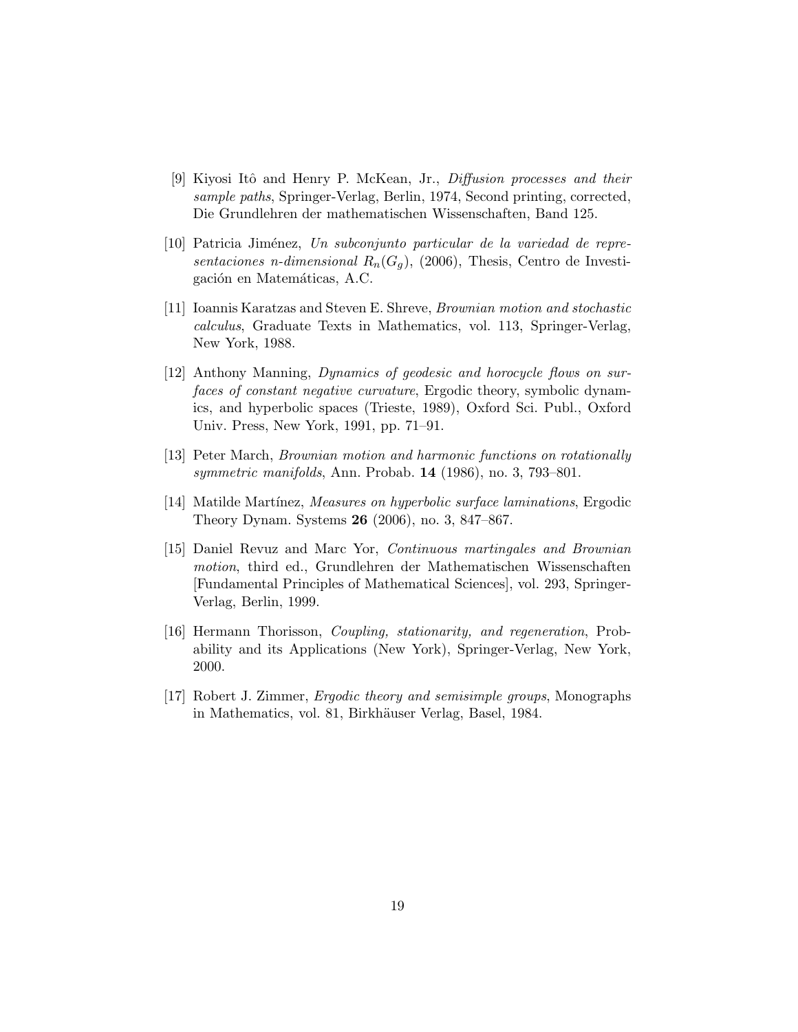[9] Kiyosi Itô and Henry P. McKean, Jr., *Diffusion processes and their sample paths*, Springer-Verlag, Berlin, 1974, Second printing, corrected, Die Grundlehren der mathematischen Wissenschaften, Band 125.

[10] Patricia Jiménez, *Un subconjunto particular de la variedad de representaciones n-dimensional $R_n(G_g)$*, (2006), Thesis, Centro de Investigación en Matemáticas, A.C.

[11] Ioannis Karatzas and Steven E. Shreve, *Brownian motion and stochastic calculus*, Graduate Texts in Mathematics, vol. 113, Springer-Verlag, New York, 1988.

[12] Anthony Manning, *Dynamics of geodesic and horocycle flows on surfaces of constant negative curvature*, Ergodic theory, symbolic dynamics, and hyperbolic spaces (Trieste, 1989), Oxford Sci. Publ., Oxford Univ. Press, New York, 1991, pp. 71–91.

[13] Peter March, *Brownian motion and harmonic functions on rotationally symmetric manifolds*, Ann. Probab. **14** (1986), no. 3, 793–801.

[14] Matilde Martínez, *Measures on hyperbolic surface laminations*, Ergodic Theory Dynam. Systems **26** (2006), no. 3, 847–867.

[15] Daniel Revuz and Marc Yor, *Continuous martingales and Brownian motion*, third ed., Grundlehren der Mathematischen Wissenschaften [Fundamental Principles of Mathematical Sciences], vol. 293, Springer-Verlag, Berlin, 1999.

[16] Hermann Thorisson, *Coupling, stationarity, and regeneration*, Probability and its Applications (New York), Springer-Verlag, New York, 2000.

[17] Robert J. Zimmer, *Ergodic theory and semisimple groups*, Monographs in Mathematics, vol. 81, Birkhäuser Verlag, Basel, 1984.